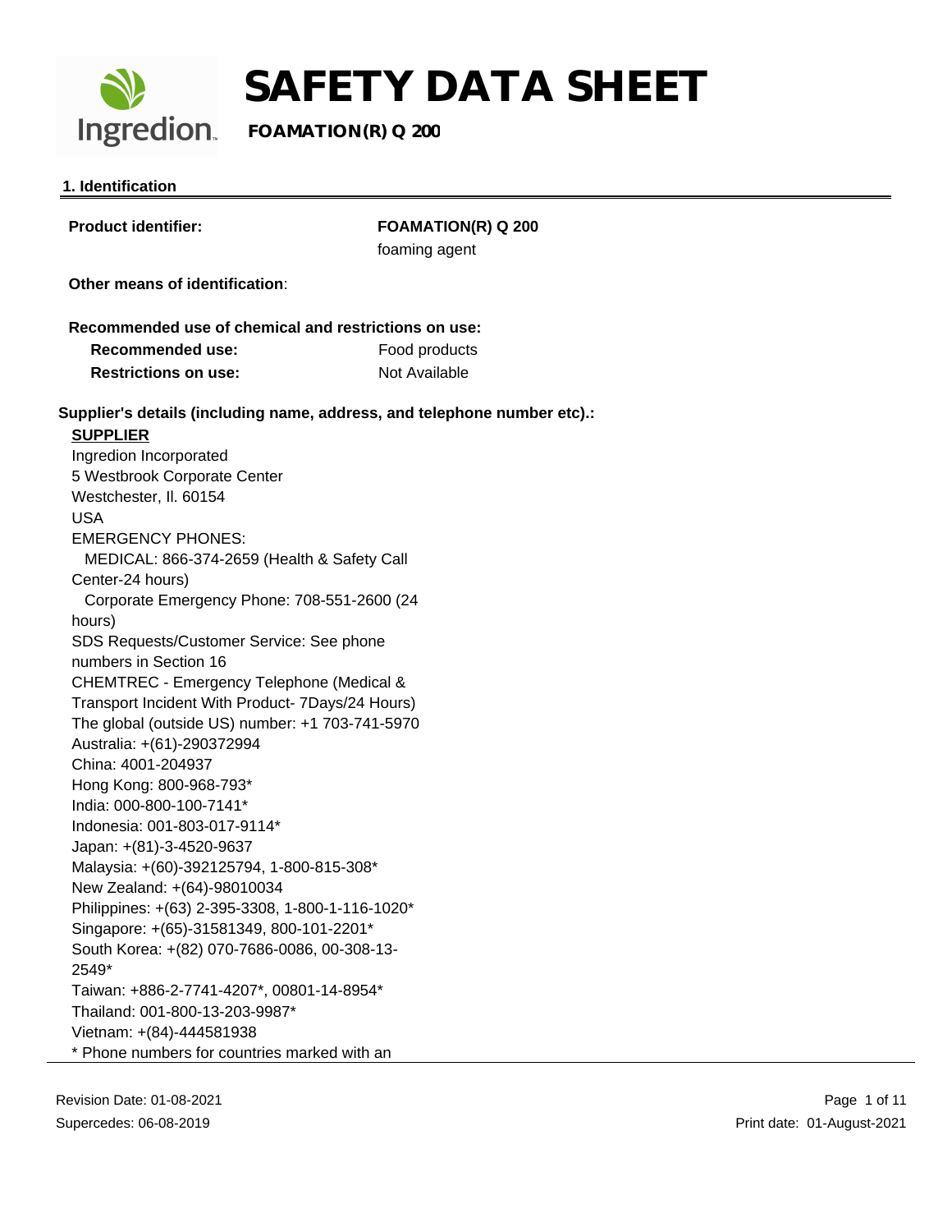# SAFETY DATA SHEET

**FOAMATION(R) Q 200**

## 1. Identification

**Product identifier:** **FOAMATION(R) Q 200**
foaming agent

**Other means of identification**:

**Recommended use of chemical and restrictions on use:**

**Recommended use:** Food products

**Restrictions on use:** Not Available

**Supplier's details (including name, address, and telephone number etc).:**

**SUPPLIER**

Ingredion Incorporated
5 Westbrook Corporate Center
Westchester, Il. 60154
USA
EMERGENCY PHONES:
MEDICAL: 866-374-2659 (Health & Safety Call Center-24 hours)
Corporate Emergency Phone: 708-551-2600 (24 hours)
SDS Requests/Customer Service: See phone numbers in Section 16
CHEMTREC - Emergency Telephone (Medical & Transport Incident With Product- 7Days/24 Hours)
The global (outside US) number: +1 703-741-5970
Australia: +(61)-290372994
China: 4001-204937
Hong Kong: 800-968-793*
India: 000-800-100-7141*
Indonesia: 001-803-017-9114*
Japan: +(81)-3-4520-9637
Malaysia: +(60)-392125794, 1-800-815-308*
New Zealand: +(64)-98010034
Philippines: +(63) 2-395-3308, 1-800-1-116-1020*
Singapore: +(65)-31581349, 800-101-2201*
South Korea: +(82) 070-7686-0086, 00-308-13-2549*
Taiwan: +886-2-7741-4207*, 00801-14-8954*
Thailand: 001-800-13-203-9987*
Vietnam: +(84)-444581938
* Phone numbers for countries marked with an

Revision Date: 01-08-2021
Supercedes: 06-08-2019
Print date: 01-August-2021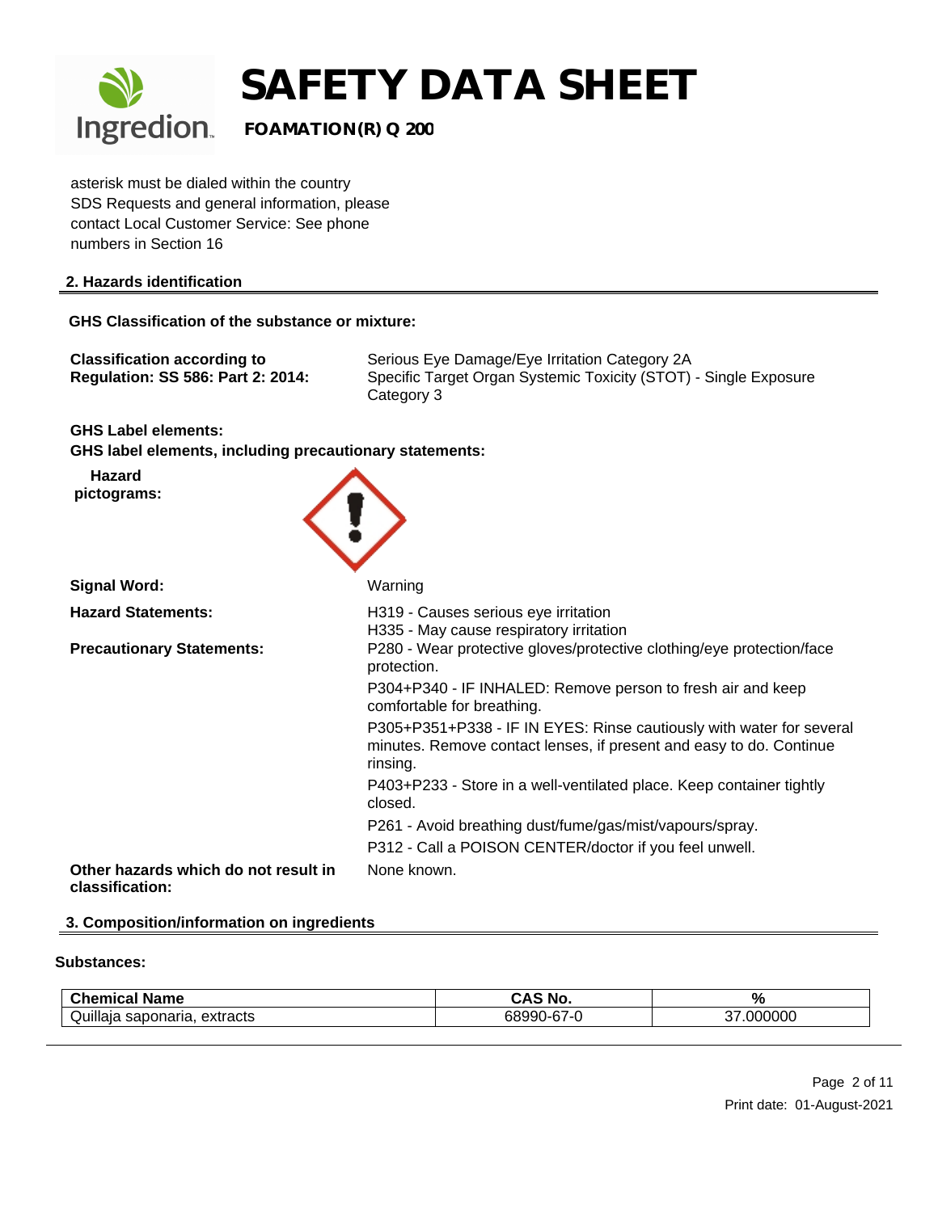asterisk must be dialed within the country
SDS Requests and general information, please contact Local Customer Service: See phone numbers in Section 16

## 2. Hazards identification

**GHS Classification of the substance or mixture:**

**Classification according to Regulation: SS 586: Part 2: 2014:** Serious Eye Damage/Eye Irritation Category 2A
Specific Target Organ Systemic Toxicity (STOT) - Single Exposure Category 3

**GHS Label elements:**

**GHS label elements, including precautionary statements:**

**Hazard pictograms:**

**Signal Word:** Warning

**Hazard Statements:**
H319 - Causes serious eye irritation
H335 - May cause respiratory irritation

**Precautionary Statements:**
P280 - Wear protective gloves/protective clothing/eye protection/face protection.

P304+P340 - IF INHALED: Remove person to fresh air and keep comfortable for breathing.

P305+P351+P338 - IF IN EYES: Rinse cautiously with water for several minutes. Remove contact lenses, if present and easy to do. Continue rinsing.

P403+P233 - Store in a well-ventilated place. Keep container tightly closed.

P261 - Avoid breathing dust/fume/gas/mist/vapours/spray.

P312 - Call a POISON CENTER/doctor if you feel unwell.

**Other hazards which do not result in classification:** None known.

## 3. Composition/information on ingredients

**Substances:**

| Chemical Name | CAS No. | % |
|---|---|---|
| Quillaja saponaria, extracts | 68990-67-0 | 37.000000 |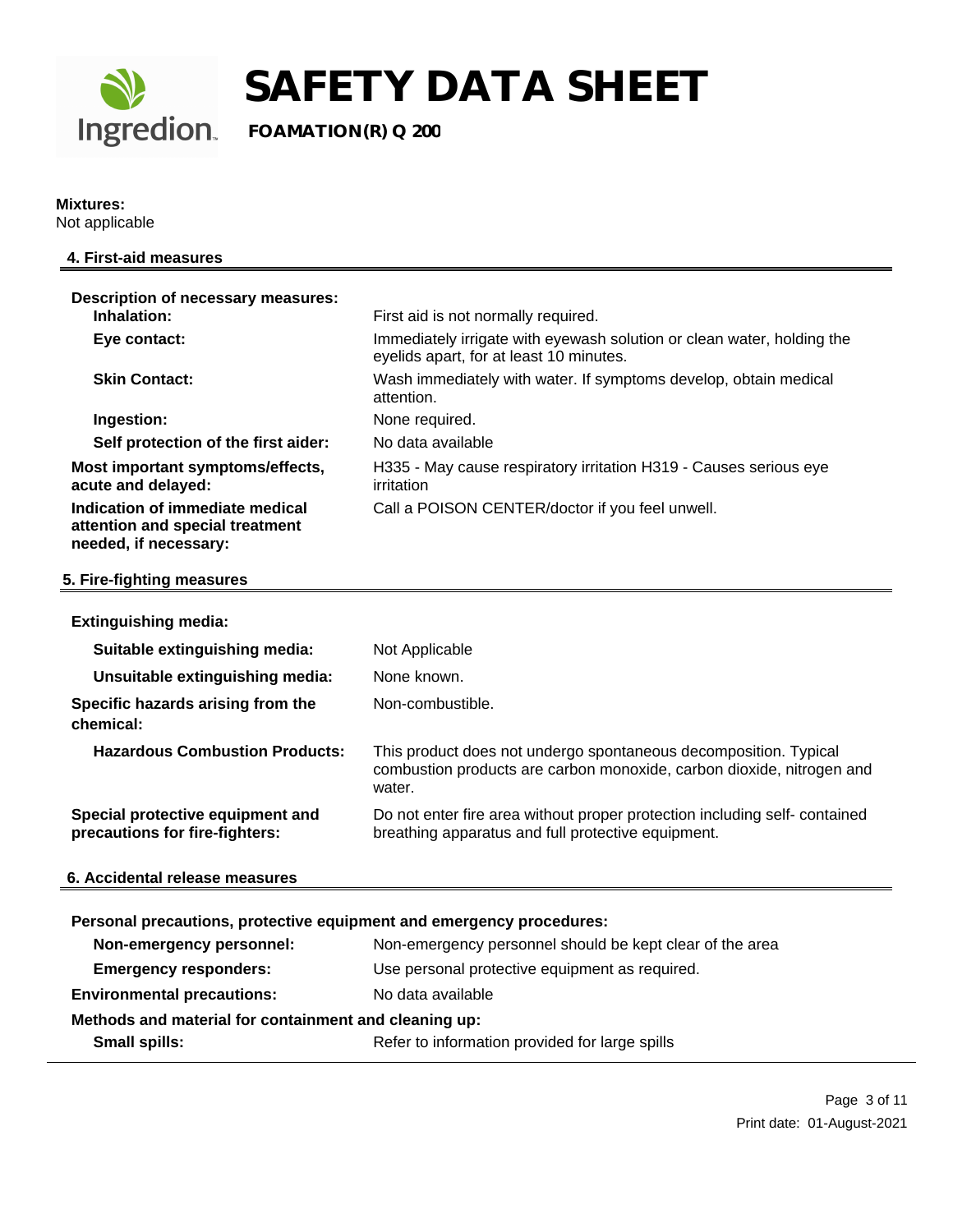**Mixtures:**
Not applicable

## 4. First-aid measures

**Description of necessary measures:**

| | |
|---|---|
| **Inhalation:** | First aid is not normally required. |
| **Eye contact:** | Immediately irrigate with eyewash solution or clean water, holding the eyelids apart, for at least 10 minutes. |
| **Skin Contact:** | Wash immediately with water. If symptoms develop, obtain medical attention. |
| **Ingestion:** | None required. |
| **Self protection of the first aider:** | No data available |
| **Most important symptoms/effects, acute and delayed:** | H335 - May cause respiratory irritation H319 - Causes serious eye irritation |
| **Indication of immediate medical attention and special treatment needed, if necessary:** | Call a POISON CENTER/doctor if you feel unwell. |

## 5. Fire-fighting measures

**Extinguishing media:**

| | |
|---|---|
| **Suitable extinguishing media:** | Not Applicable |
| **Unsuitable extinguishing media:** | None known. |
| **Specific hazards arising from the chemical:** | Non-combustible. |
| **Hazardous Combustion Products:** | This product does not undergo spontaneous decomposition. Typical combustion products are carbon monoxide, carbon dioxide, nitrogen and water. |
| **Special protective equipment and precautions for fire-fighters:** | Do not enter fire area without proper protection including self- contained breathing apparatus and full protective equipment. |

## 6. Accidental release measures

**Personal precautions, protective equipment and emergency procedures:**

| | |
|---|---|
| **Non-emergency personnel:** | Non-emergency personnel should be kept clear of the area |
| **Emergency responders:** | Use personal protective equipment as required. |
| **Environmental precautions:** | No data available |

**Methods and material for containment and cleaning up:**

| | |
|---|---|
| **Small spills:** | Refer to information provided for large spills |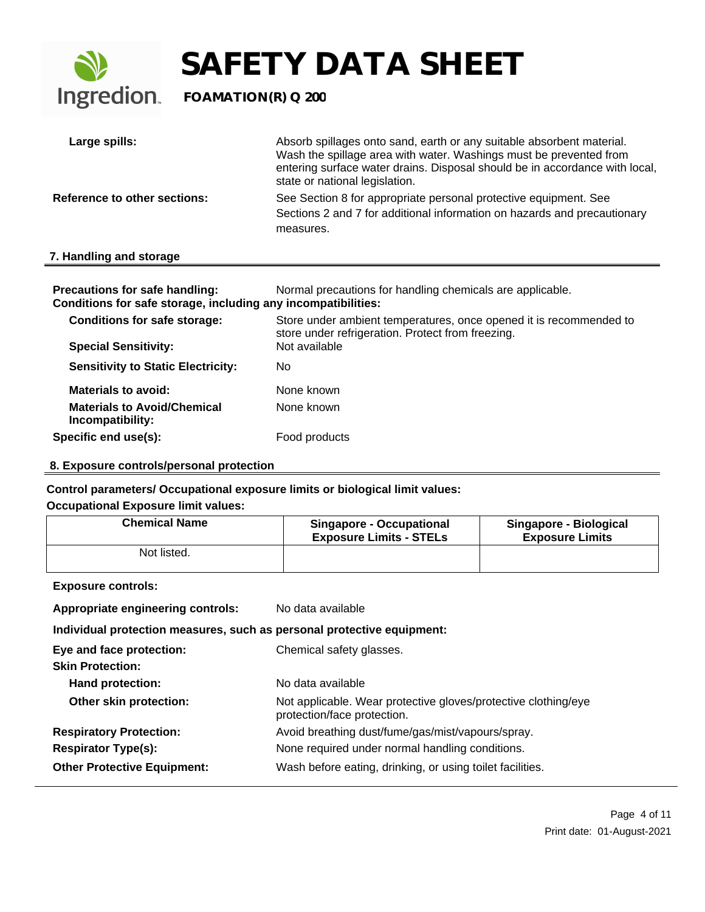**Large spills:** Absorb spillages onto sand, earth or any suitable absorbent material. Wash the spillage area with water. Washings must be prevented from entering surface water drains. Disposal should be in accordance with local, state or national legislation.

**Reference to other sections:** See Section 8 for appropriate personal protective equipment. See Sections 2 and 7 for additional information on hazards and precautionary measures.

## 7. Handling and storage

**Precautions for safe handling:** Normal precautions for handling chemicals are applicable.

**Conditions for safe storage, including any incompatibilities:**

**Conditions for safe storage:** Store under ambient temperatures, once opened it is recommended to store under refrigeration. Protect from freezing.

**Special Sensitivity:** Not available

**Sensitivity to Static Electricity:** No

**Materials to avoid:** None known

**Materials to Avoid/Chemical Incompatibility:** None known

**Specific end use(s):** Food products

## 8. Exposure controls/personal protection

**Control parameters/ Occupational exposure limits or biological limit values:**

**Occupational Exposure limit values:**

| Chemical Name | Singapore - Occupational Exposure Limits - STELs | Singapore - Biological Exposure Limits |
|---|---|---|
| Not listed. | | |

**Exposure controls:**

**Appropriate engineering controls:** No data available

**Individual protection measures, such as personal protective equipment:**

**Eye and face protection:** Chemical safety glasses.

**Skin Protection:**

**Hand protection:** No data available

**Other skin protection:** Not applicable. Wear protective gloves/protective clothing/eye protection/face protection.

**Respiratory Protection:** Avoid breathing dust/fume/gas/mist/vapours/spray.

**Respirator Type(s):** None required under normal handling conditions.

**Other Protective Equipment:** Wash before eating, drinking, or using toilet facilities.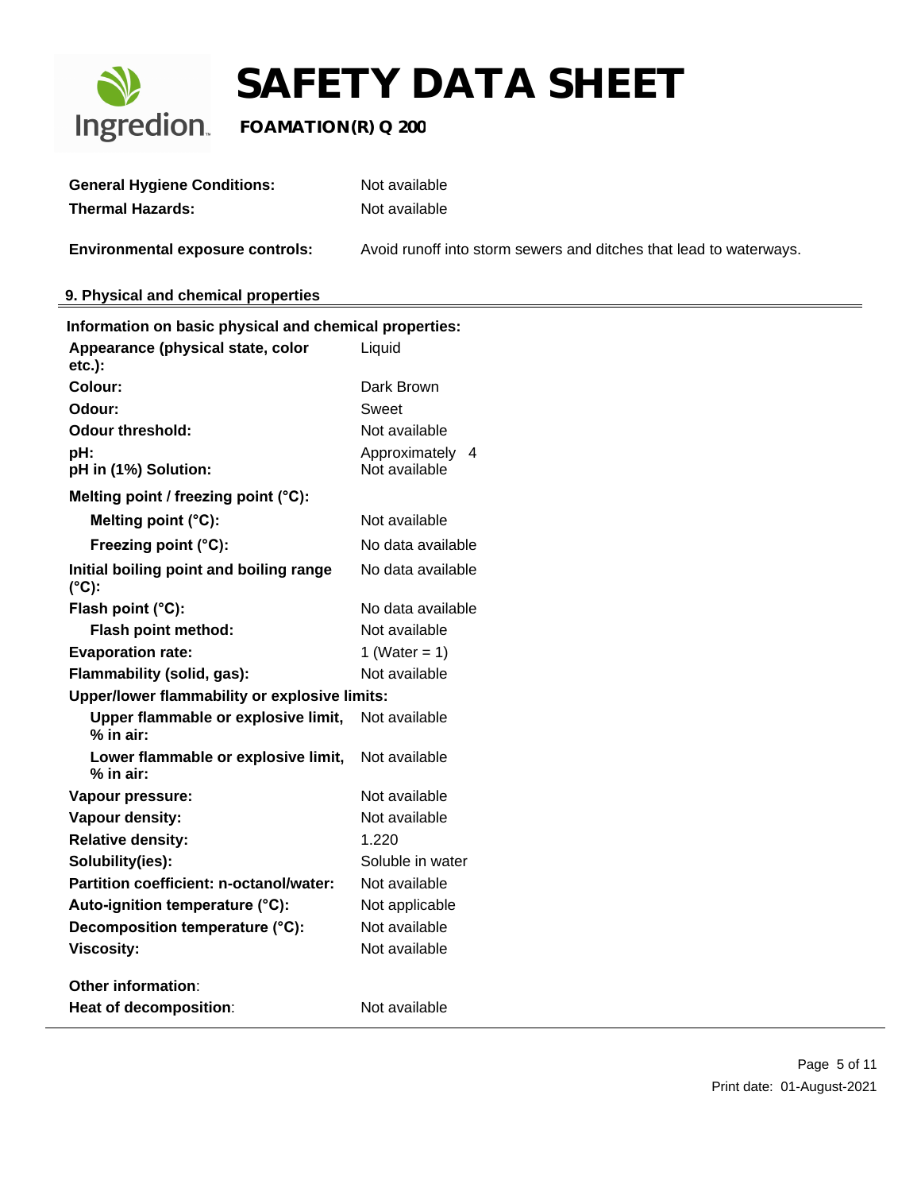| | |
|---|---|
| **General Hygiene Conditions:** | Not available |
| **Thermal Hazards:** | Not available |
| **Environmental exposure controls:** | Avoid runoff into storm sewers and ditches that lead to waterways. |

## 9. Physical and chemical properties

**Information on basic physical and chemical properties:**

| | |
|---|---|
| **Appearance (physical state, color etc.):** | Liquid |
| **Colour:** | Dark Brown |
| **Odour:** | Sweet |
| **Odour threshold:** | Not available |
| **pH:** | Approximately 4 |
| **pH in (1%) Solution:** | Not available |
| **Melting point / freezing point (°C):** | |
| **Melting point (°C):** | Not available |
| **Freezing point (°C):** | No data available |
| **Initial boiling point and boiling range (°C):** | No data available |
| **Flash point (°C):** | No data available |
| **Flash point method:** | Not available |
| **Evaporation rate:** | 1 (Water = 1) |
| **Flammability (solid, gas):** | Not available |
| **Upper/lower flammability or explosive limits:** | |
| **Upper flammable or explosive limit, % in air:** | Not available |
| **Lower flammable or explosive limit, % in air:** | Not available |
| **Vapour pressure:** | Not available |
| **Vapour density:** | Not available |
| **Relative density:** | 1.220 |
| **Solubility(ies):** | Soluble in water |
| **Partition coefficient: n-octanol/water:** | Not available |
| **Auto-ignition temperature (°C):** | Not applicable |
| **Decomposition temperature (°C):** | Not available |
| **Viscosity:** | Not available |

**Other information**:

| | |
|---|---|
| **Heat of decomposition**: | Not available |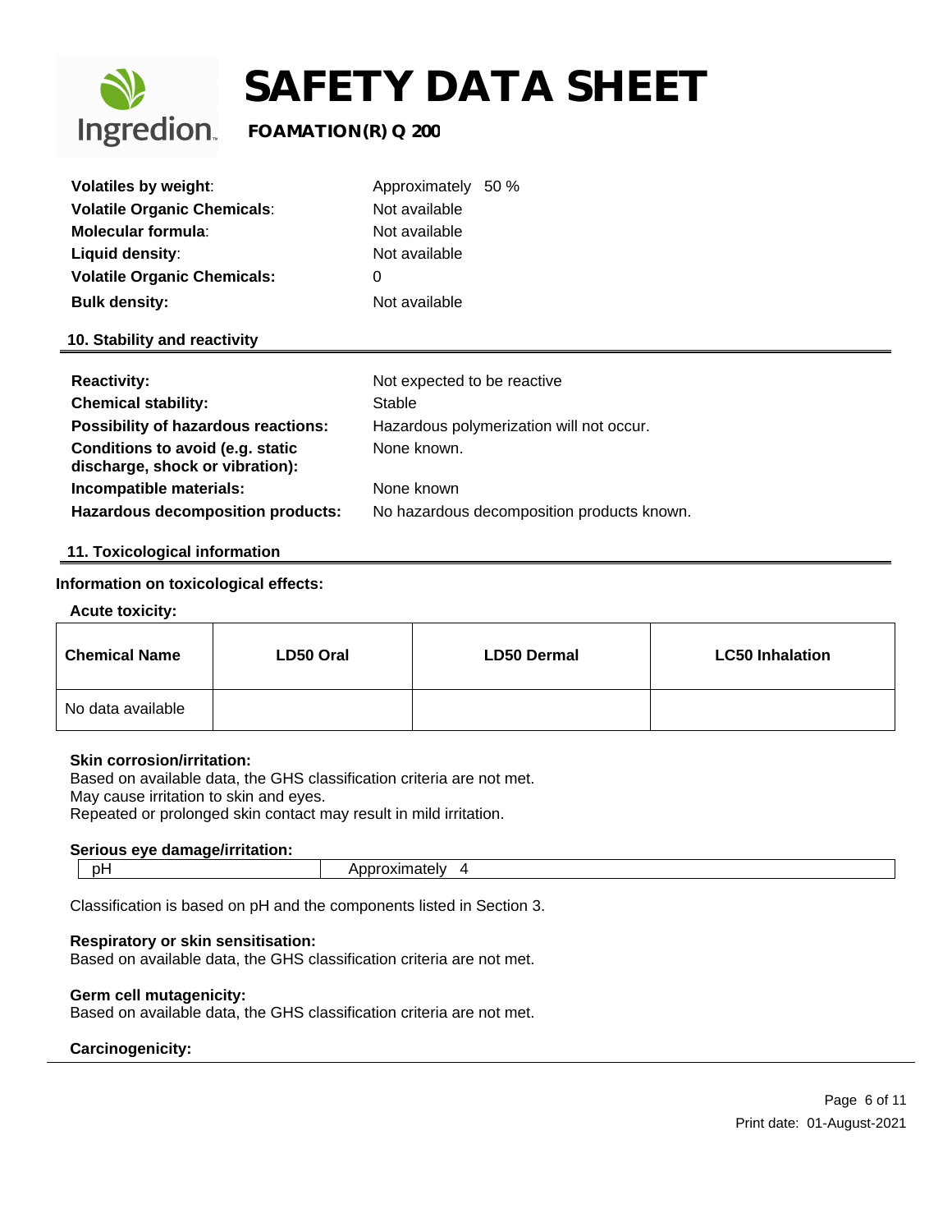| | |
|---|---|
| **Volatiles by weight**: | Approximately 50 % |
| **Volatile Organic Chemicals**: | Not available |
| **Molecular formula**: | Not available |
| **Liquid density**: | Not available |
| **Volatile Organic Chemicals:** | 0 |
| **Bulk density:** | Not available |

## 10. Stability and reactivity

| | |
|---|---|
| **Reactivity:** | Not expected to be reactive |
| **Chemical stability:** | Stable |
| **Possibility of hazardous reactions:** | Hazardous polymerization will not occur. |
| **Conditions to avoid (e.g. static discharge, shock or vibration):** | None known. |
| **Incompatible materials:** | None known |
| **Hazardous decomposition products:** | No hazardous decomposition products known. |

## 11. Toxicological information

### Information on toxicological effects:

**Acute toxicity:**

| Chemical Name | LD50 Oral | LD50 Dermal | LC50 Inhalation |
|---|---|---|---|
| No data available | | | |

**Skin corrosion/irritation:**
Based on available data, the GHS classification criteria are not met.
May cause irritation to skin and eyes.
Repeated or prolonged skin contact may result in mild irritation.

**Serious eye damage/irritation:**

| | |
|---|---|
| pH | Approximately 4 |

Classification is based on pH and the components listed in Section 3.

**Respiratory or skin sensitisation:**
Based on available data, the GHS classification criteria are not met.

**Germ cell mutagenicity:**
Based on available data, the GHS classification criteria are not met.

**Carcinogenicity:**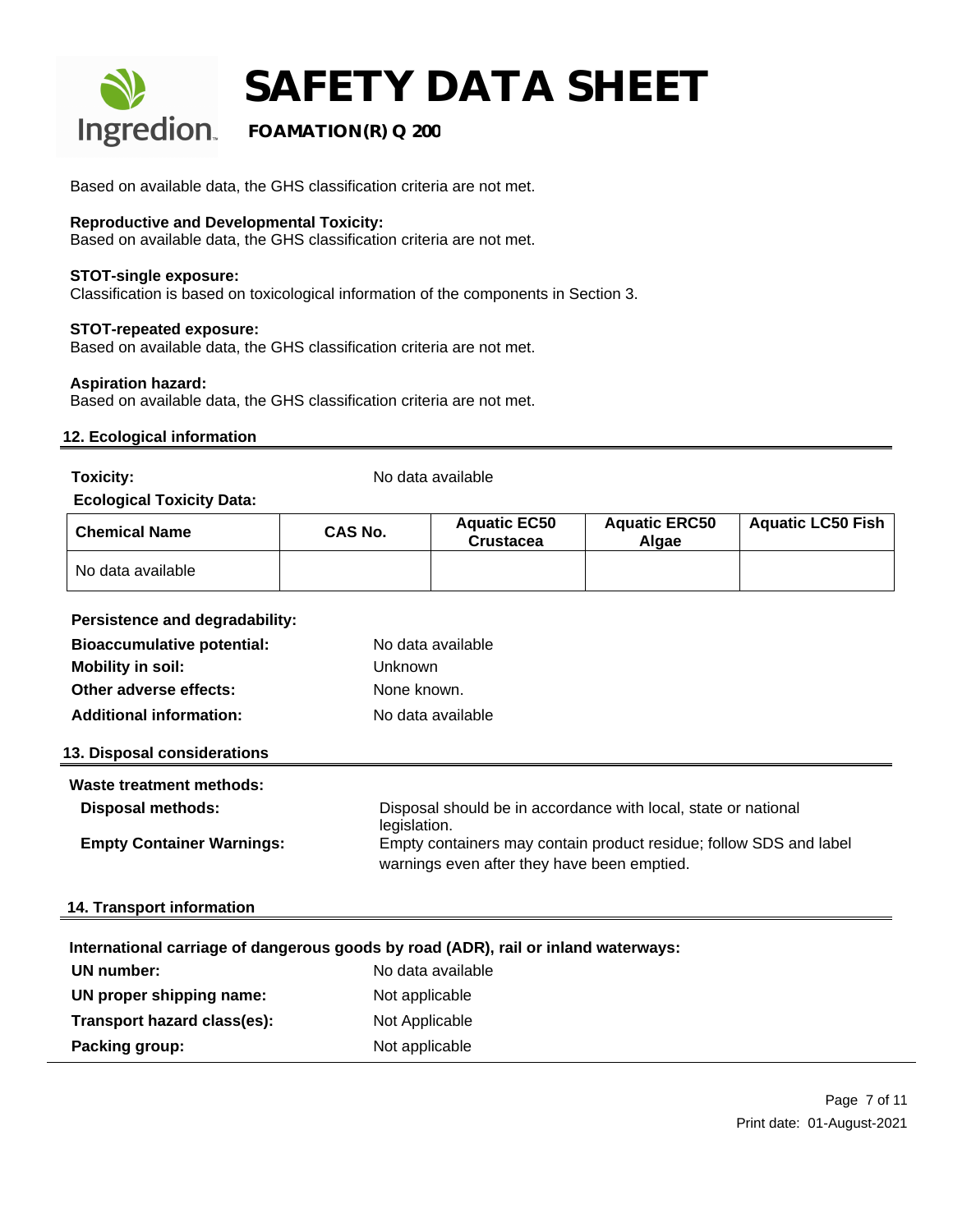Based on available data, the GHS classification criteria are not met.

**Reproductive and Developmental Toxicity:**
Based on available data, the GHS classification criteria are not met.

**STOT-single exposure:**
Classification is based on toxicological information of the components in Section 3.

**STOT-repeated exposure:**
Based on available data, the GHS classification criteria are not met.

**Aspiration hazard:**
Based on available data, the GHS classification criteria are not met.

## 12. Ecological information

**Toxicity:** No data available

**Ecological Toxicity Data:**

| Chemical Name | CAS No. | Aquatic EC50 Crustacea | Aquatic ERC50 Algae | Aquatic LC50 Fish |
|---|---|---|---|---|
| No data available | | | | |

**Persistence and degradability:**

**Bioaccumulative potential:** No data available

**Mobility in soil:** Unknown

**Other adverse effects:** None known.

**Additional information:** No data available

## 13. Disposal considerations

**Waste treatment methods:**

**Disposal methods:** Disposal should be in accordance with local, state or national legislation.

**Empty Container Warnings:** Empty containers may contain product residue; follow SDS and label warnings even after they have been emptied.

## 14. Transport information

**International carriage of dangerous goods by road (ADR), rail or inland waterways:**

**UN number:** No data available

**UN proper shipping name:** Not applicable

**Transport hazard class(es):** Not Applicable

**Packing group:** Not applicable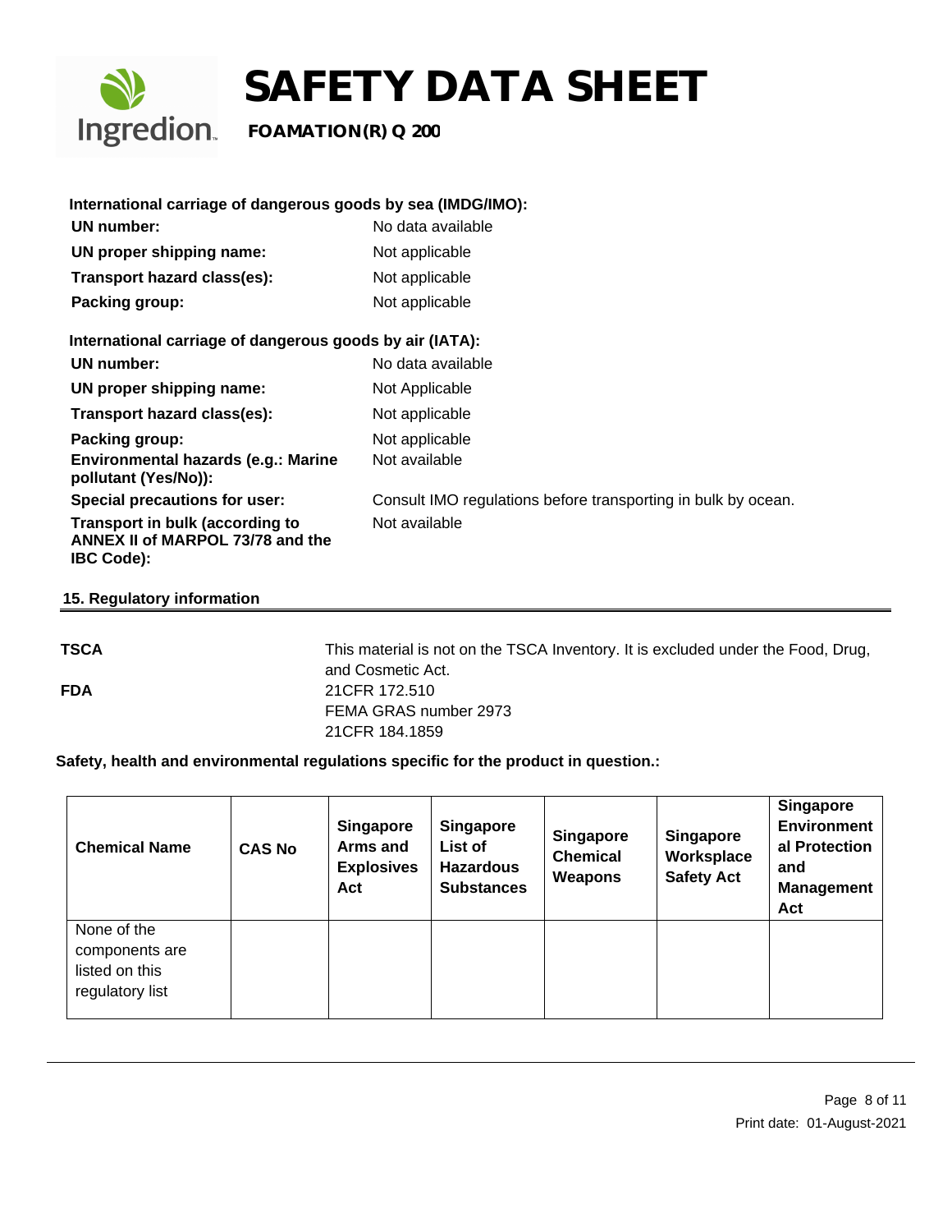**International carriage of dangerous goods by sea (IMDG/IMO):**

| | |
|---|---|
| **UN number:** | No data available |
| **UN proper shipping name:** | Not applicable |
| **Transport hazard class(es):** | Not applicable |
| **Packing group:** | Not applicable |

**International carriage of dangerous goods by air (IATA):**

| | |
|---|---|
| **UN number:** | No data available |
| **UN proper shipping name:** | Not Applicable |
| **Transport hazard class(es):** | Not applicable |
| **Packing group:** | Not applicable |
| **Environmental hazards (e.g.: Marine pollutant (Yes/No)):** | Not available |
| **Special precautions for user:** | Consult IMO regulations before transporting in bulk by ocean. |
| **Transport in bulk (according to ANNEX II of MARPOL 73/78 and the IBC Code):** | Not available |

## 15. Regulatory information

| | |
|---|---|
| **TSCA** | This material is not on the TSCA Inventory. It is excluded under the Food, Drug, and Cosmetic Act. |
| **FDA** | 21CFR 172.510<br>FEMA GRAS number 2973<br>21CFR 184.1859 |

**Safety, health and environmental regulations specific for the product in question.:**

| Chemical Name | CAS No | Singapore Arms and Explosives Act | Singapore List of Hazardous Substances | Singapore Chemical Weapons | Singapore Worksplace Safety Act | Singapore Environmental Protection and Management Act |
|---|---|---|---|---|---|---|
| None of the components are listed on this regulatory list | | | | | | |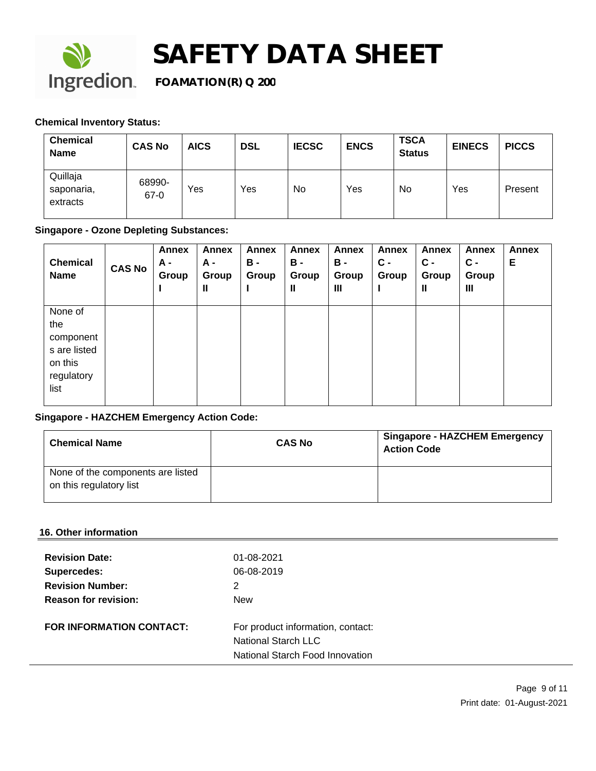**Chemical Inventory Status:**

| Chemical Name | CAS No | AICS | DSL | IECSC | ENCS | TSCA Status | EINECS | PICCS |
|---|---|---|---|---|---|---|---|---|
| Quillaja saponaria, extracts | 68990-67-0 | Yes | Yes | No | Yes | No | Yes | Present |

**Singapore - Ozone Depleting Substances:**

| Chemical Name | CAS No | Annex A - Group I | Annex A - Group II | Annex B - Group I | Annex B - Group II | Annex B - Group III | Annex C - Group I | Annex C - Group II | Annex C - Group III | Annex E |
|---|---|---|---|---|---|---|---|---|---|---|
| None of the components are listed on this regulatory list | | | | | | | | | | |

**Singapore - HAZCHEM Emergency Action Code:**

| Chemical Name | CAS No | Singapore - HAZCHEM Emergency Action Code |
|---|---|---|
| None of the components are listed on this regulatory list | | |

## 16. Other information

**Revision Date:** 01-08-2021
**Supercedes:** 06-08-2019
**Revision Number:** 2
**Reason for revision:** New

**FOR INFORMATION CONTACT:** For product information, contact:
National Starch LLC
National Starch Food Innovation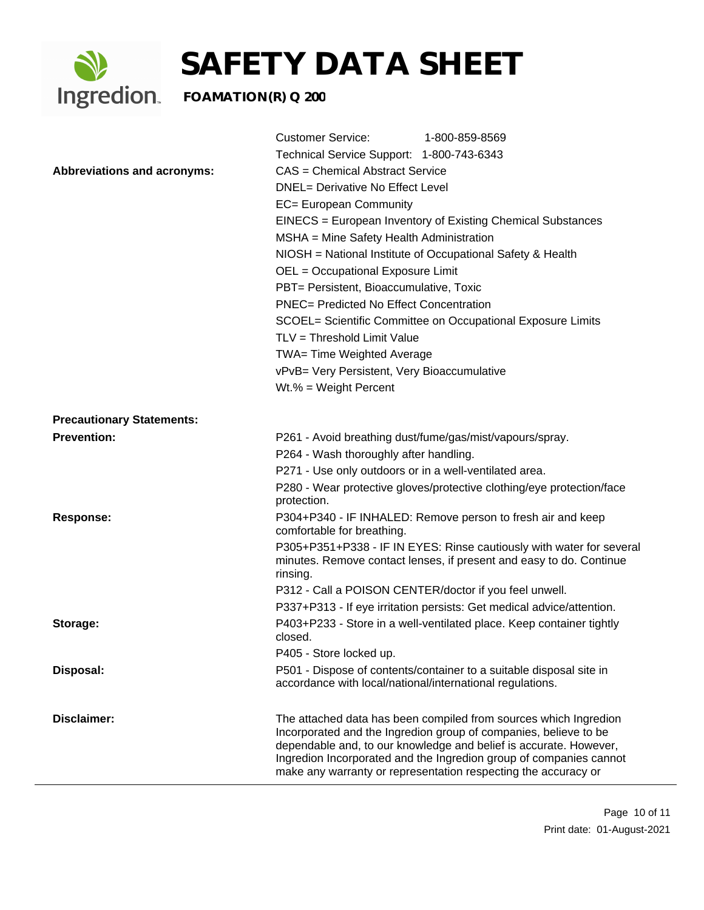| | |
|---|---|
| | Customer Service: 1-800-859-8569 |
| | Technical Service Support: 1-800-743-6343 |
| **Abbreviations and acronyms:** | CAS = Chemical Abstract Service |
| | DNEL= Derivative No Effect Level |
| | EC= European Community |
| | EINECS = European Inventory of Existing Chemical Substances |
| | MSHA = Mine Safety Health Administration |
| | NIOSH = National Institute of Occupational Safety & Health |
| | OEL = Occupational Exposure Limit |
| | PBT= Persistent, Bioaccumulative, Toxic |
| | PNEC= Predicted No Effect Concentration |
| | SCOEL= Scientific Committee on Occupational Exposure Limits |
| | TLV = Threshold Limit Value |
| | TWA= Time Weighted Average |
| | vPvB= Very Persistent, Very Bioaccumulative |
| | Wt.% = Weight Percent |

**Precautionary Statements:**

| | |
|---|---|
| **Prevention:** | P261 - Avoid breathing dust/fume/gas/mist/vapours/spray. |
| | P264 - Wash thoroughly after handling. |
| | P271 - Use only outdoors or in a well-ventilated area. |
| | P280 - Wear protective gloves/protective clothing/eye protection/face protection. |
| **Response:** | P304+P340 - IF INHALED: Remove person to fresh air and keep comfortable for breathing. |
| | P305+P351+P338 - IF IN EYES: Rinse cautiously with water for several minutes. Remove contact lenses, if present and easy to do. Continue rinsing. |
| | P312 - Call a POISON CENTER/doctor if you feel unwell. |
| | P337+P313 - If eye irritation persists: Get medical advice/attention. |
| **Storage:** | P403+P233 - Store in a well-ventilated place. Keep container tightly closed. |
| | P405 - Store locked up. |
| **Disposal:** | P501 - Dispose of contents/container to a suitable disposal site in accordance with local/national/international regulations. |

| | |
|---|---|
| **Disclaimer:** | The attached data has been compiled from sources which Ingredion Incorporated and the Ingredion group of companies, believe to be dependable and, to our knowledge and belief is accurate. However, Ingredion Incorporated and the Ingredion group of companies cannot make any warranty or representation respecting the accuracy or |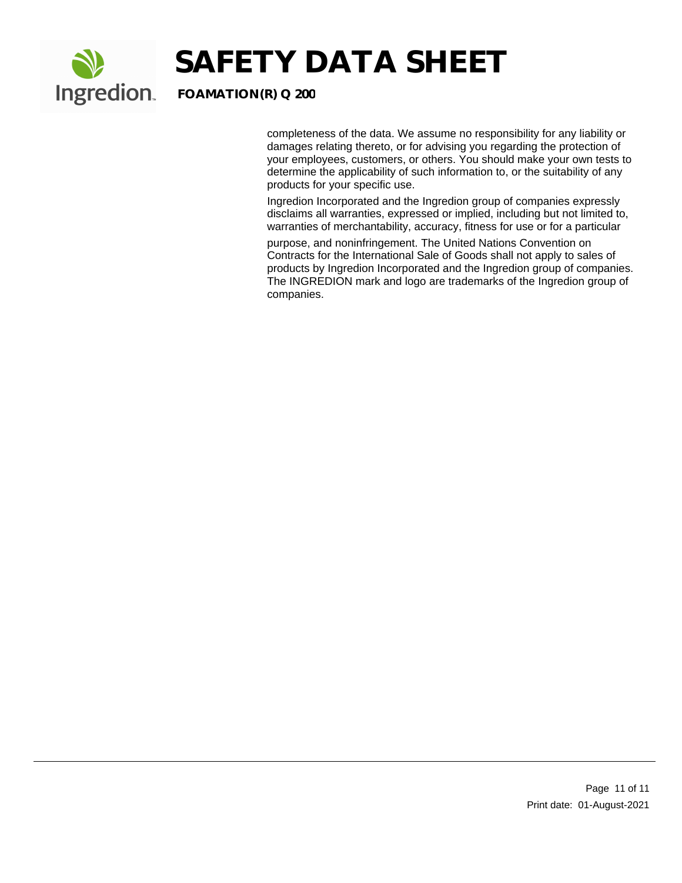completeness of the data. We assume no responsibility for any liability or damages relating thereto, or for advising you regarding the protection of your employees, customers, or others. You should make your own tests to determine the applicability of such information to, or the suitability of any products for your specific use.

Ingredion Incorporated and the Ingredion group of companies expressly disclaims all warranties, expressed or implied, including but not limited to, warranties of merchantability, accuracy, fitness for use or for a particular purpose, and noninfringement. The United Nations Convention on Contracts for the International Sale of Goods shall not apply to sales of products by Ingredion Incorporated and the Ingredion group of companies. The INGREDION mark and logo are trademarks of the Ingredion group of companies.